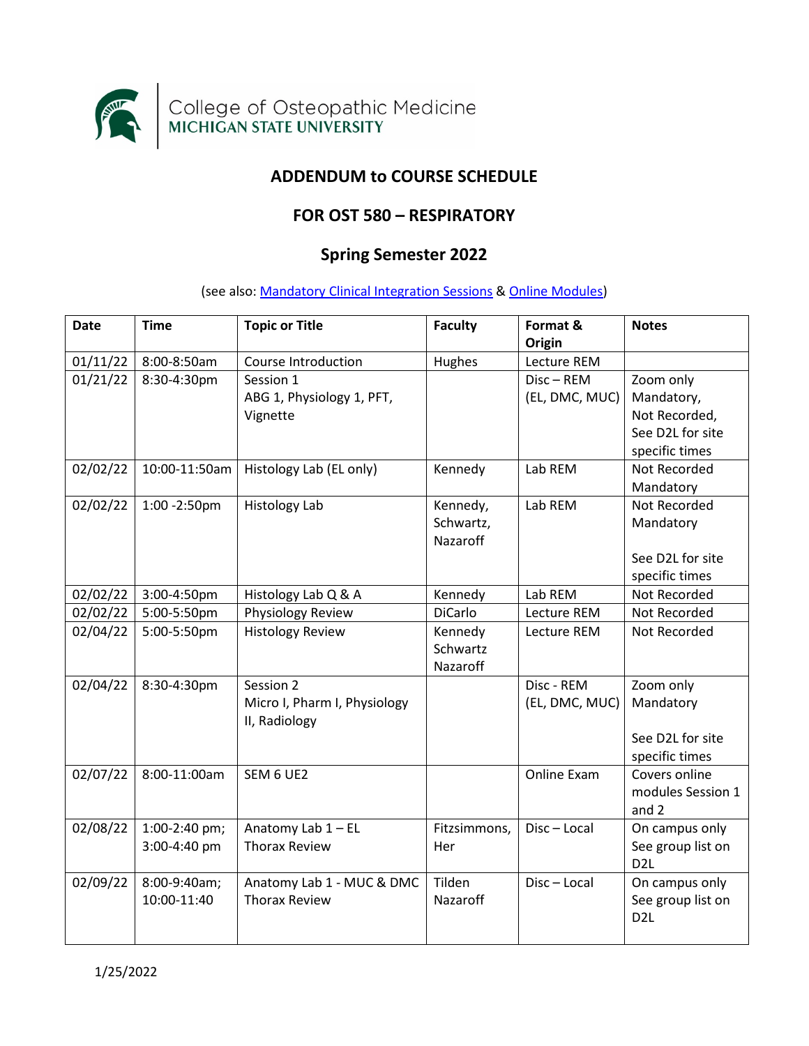College of Osteopathic Medicine
MICHIGAN STATE UNIVERSITY

# ADDENDUM to COURSE SCHEDULE

## FOR OST 580 – RESPIRATORY

## Spring Semester 2022

(see also: Mandatory Clinical Integration Sessions & Online Modules)

| Date | Time | Topic or Title | Faculty | Format & Origin | Notes |
|---|---|---|---|---|---|
| 01/11/22 | 8:00-8:50am | Course Introduction | Hughes | Lecture REM | |
| 01/21/22 | 8:30-4:30pm | Session 1<br>ABG 1, Physiology 1, PFT, Vignette | | Disc – REM (EL, DMC, MUC) | Zoom only Mandatory, Not Recorded, See D2L for site specific times |
| 02/02/22 | 10:00-11:50am | Histology Lab (EL only) | Kennedy | Lab REM | Not Recorded Mandatory |
| 02/02/22 | 1:00 -2:50pm | Histology Lab | Kennedy, Schwartz, Nazaroff | Lab REM | Not Recorded Mandatory<br><br>See D2L for site specific times |
| 02/02/22 | 3:00-4:50pm | Histology Lab Q & A | Kennedy | Lab REM | Not Recorded |
| 02/02/22 | 5:00-5:50pm | Physiology Review | DiCarlo | Lecture REM | Not Recorded |
| 02/04/22 | 5:00-5:50pm | Histology Review | Kennedy Schwartz Nazaroff | Lecture REM | Not Recorded |
| 02/04/22 | 8:30-4:30pm | Session 2<br>Micro I, Pharm I, Physiology II, Radiology | | Disc - REM (EL, DMC, MUC) | Zoom only Mandatory<br><br>See D2L for site specific times |
| 02/07/22 | 8:00-11:00am | SEM 6 UE2 | | Online Exam | Covers online modules Session 1 and 2 |
| 02/08/22 | 1:00-2:40 pm; 3:00-4:40 pm | Anatomy Lab 1 – EL Thorax Review | Fitzsimmons, Her | Disc – Local | On campus only See group list on D2L |
| 02/09/22 | 8:00-9:40am; 10:00-11:40 | Anatomy Lab 1 - MUC & DMC Thorax Review | Tilden Nazaroff | Disc – Local | On campus only See group list on D2L |

1/25/2022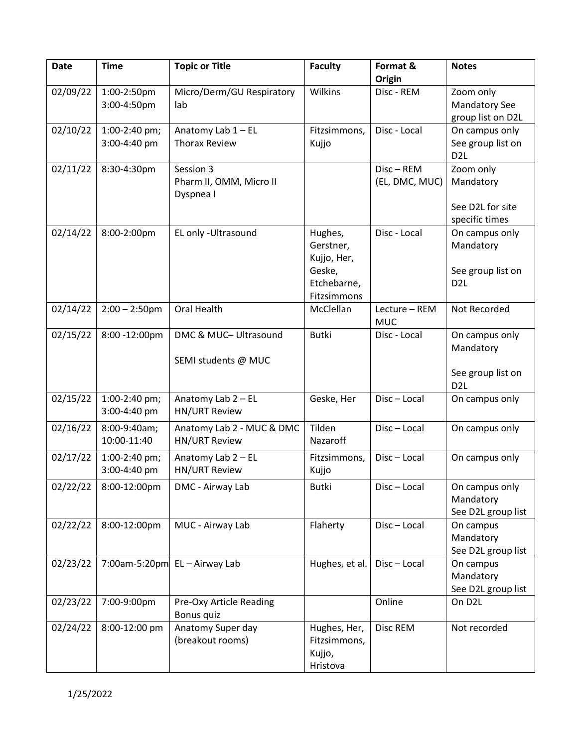| Date | Time | Topic or Title | Faculty | Format & Origin | Notes |
|---|---|---|---|---|---|
| 02/09/22 | 1:00-2:50pm 3:00-4:50pm | Micro/Derm/GU Respiratory lab | Wilkins | Disc - REM | Zoom only Mandatory See group list on D2L |
| 02/10/22 | 1:00-2:40 pm; 3:00-4:40 pm | Anatomy Lab 1 – EL Thorax Review | Fitzsimmons, Kujjo | Disc - Local | On campus only See group list on D2L |
| 02/11/22 | 8:30-4:30pm | Session 3 Pharm II, OMM, Micro II Dyspnea I | | Disc – REM (EL, DMC, MUC) | Zoom only Mandatory<br><br>See D2L for site specific times |
| 02/14/22 | 8:00-2:00pm | EL only -Ultrasound | Hughes, Gerstner, Kujjo, Her, Geske, Etchebarne, Fitzsimmons | Disc - Local | On campus only Mandatory<br><br>See group list on D2L |
| 02/14/22 | 2:00 – 2:50pm | Oral Health | McClellan | Lecture – REM MUC | Not Recorded |
| 02/15/22 | 8:00 -12:00pm | DMC & MUC– Ultrasound<br><br>SEMI students @ MUC | Butki | Disc - Local | On campus only Mandatory<br><br>See group list on D2L |
| 02/15/22 | 1:00-2:40 pm; 3:00-4:40 pm | Anatomy Lab 2 – EL HN/URT Review | Geske, Her | Disc – Local | On campus only |
| 02/16/22 | 8:00-9:40am; 10:00-11:40 | Anatomy Lab 2 - MUC & DMC HN/URT Review | Tilden Nazaroff | Disc – Local | On campus only |
| 02/17/22 | 1:00-2:40 pm; 3:00-4:40 pm | Anatomy Lab 2 – EL HN/URT Review | Fitzsimmons, Kujjo | Disc – Local | On campus only |
| 02/22/22 | 8:00-12:00pm | DMC - Airway Lab | Butki | Disc – Local | On campus only Mandatory See D2L group list |
| 02/22/22 | 8:00-12:00pm | MUC - Airway Lab | Flaherty | Disc – Local | On campus Mandatory See D2L group list |
| 02/23/22 | 7:00am-5:20pm | EL – Airway Lab | Hughes, et al. | Disc – Local | On campus Mandatory See D2L group list |
| 02/23/22 | 7:00-9:00pm | Pre-Oxy Article Reading Bonus quiz | | Online | On D2L |
| 02/24/22 | 8:00-12:00 pm | Anatomy Super day (breakout rooms) | Hughes, Her, Fitzsimmons, Kujjo, Hristova | Disc REM | Not recorded |

1/25/2022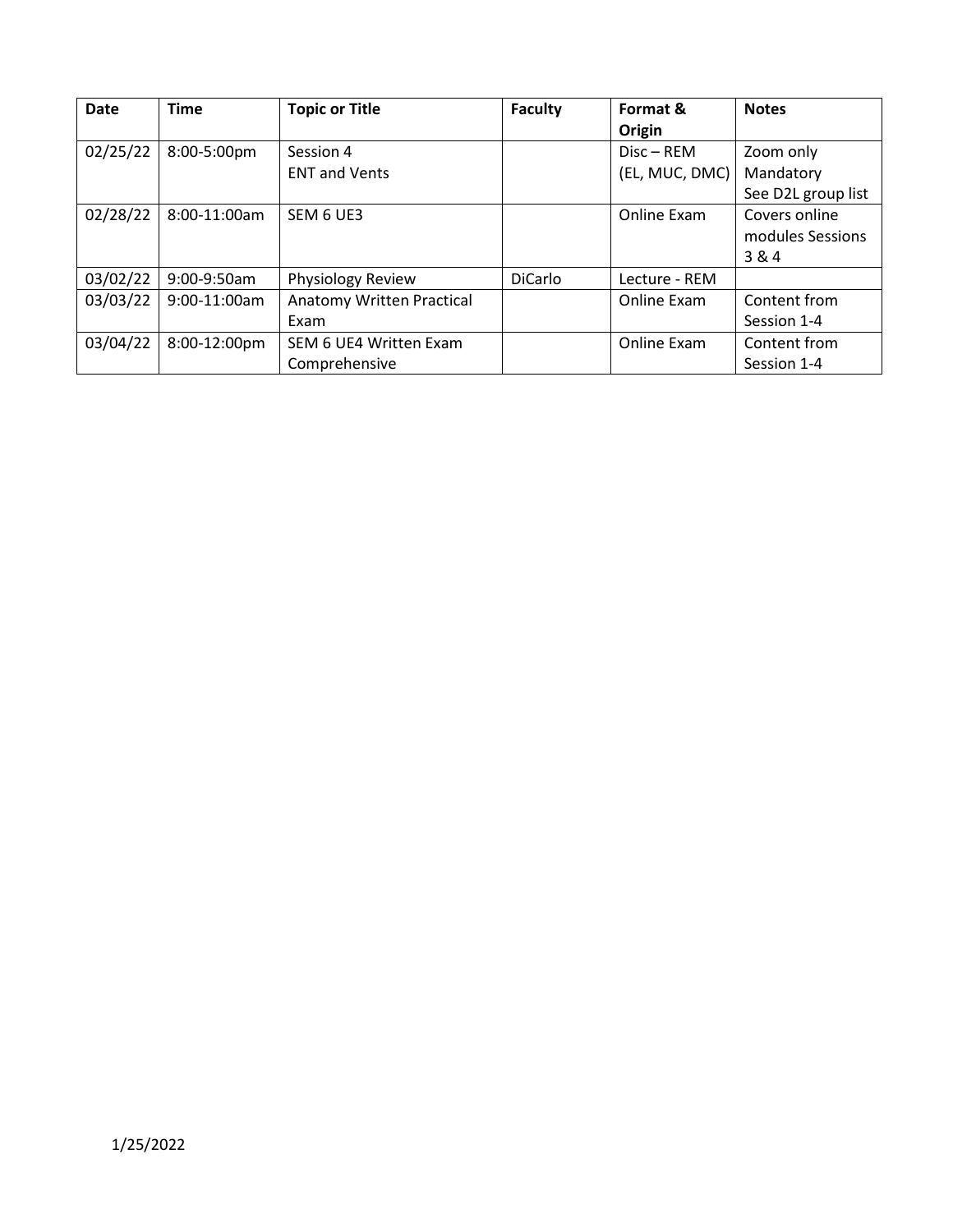| Date | Time | Topic or Title | Faculty | Format & Origin | Notes |
| --- | --- | --- | --- | --- | --- |
| 02/25/22 | 8:00-5:00pm | Session 4 ENT and Vents | | Disc – REM (EL, MUC, DMC) | Zoom only Mandatory See D2L group list |
| 02/28/22 | 8:00-11:00am | SEM 6 UE3 | | Online Exam | Covers online modules Sessions 3 & 4 |
| 03/02/22 | 9:00-9:50am | Physiology Review | DiCarlo | Lecture - REM | |
| 03/03/22 | 9:00-11:00am | Anatomy Written Practical Exam | | Online Exam | Content from Session 1-4 |
| 03/04/22 | 8:00-12:00pm | SEM 6 UE4 Written Exam Comprehensive | | Online Exam | Content from Session 1-4 |

1/25/2022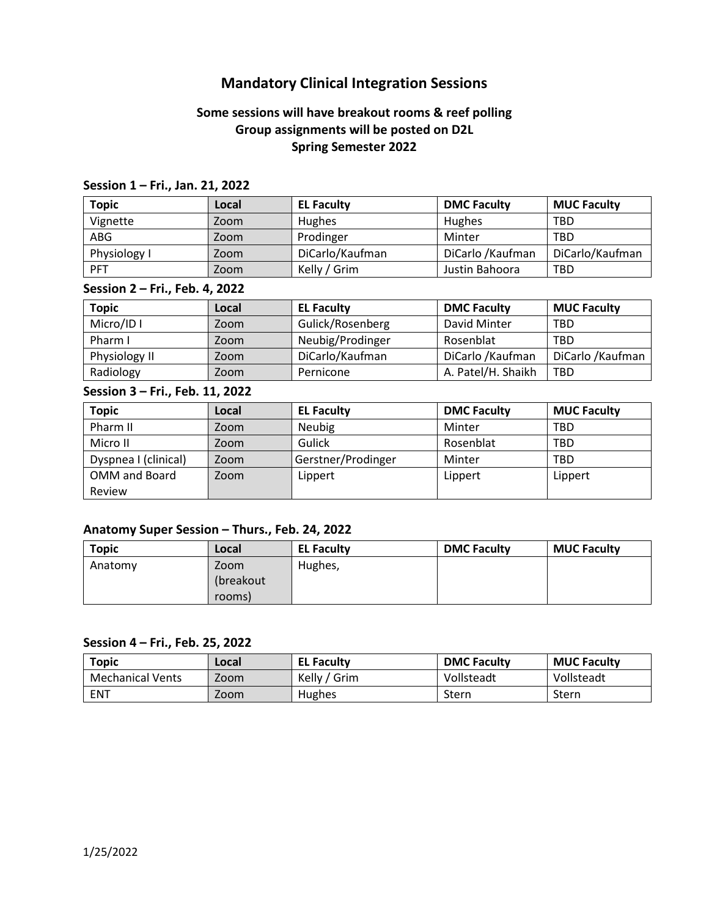# Mandatory Clinical Integration Sessions

**Some sessions will have breakout rooms & reef polling**
**Group assignments will be posted on D2L**
**Spring Semester 2022**

### Session 1 – Fri., Jan. 21, 2022

| Topic | Local | EL Faculty | DMC Faculty | MUC Faculty |
|---|---|---|---|---|
| Vignette | Zoom | Hughes | Hughes | TBD |
| ABG | Zoom | Prodinger | Minter | TBD |
| Physiology I | Zoom | DiCarlo/Kaufman | DiCarlo /Kaufman | DiCarlo/Kaufman |
| PFT | Zoom | Kelly / Grim | Justin Bahoora | TBD |

### Session 2 – Fri., Feb. 4, 2022

| Topic | Local | EL Faculty | DMC Faculty | MUC Faculty |
|---|---|---|---|---|
| Micro/ID I | Zoom | Gulick/Rosenberg | David Minter | TBD |
| Pharm I | Zoom | Neubig/Prodinger | Rosenblat | TBD |
| Physiology II | Zoom | DiCarlo/Kaufman | DiCarlo /Kaufman | DiCarlo /Kaufman |
| Radiology | Zoom | Pernicone | A. Patel/H. Shaikh | TBD |

### Session 3 – Fri., Feb. 11, 2022

| Topic | Local | EL Faculty | DMC Faculty | MUC Faculty |
|---|---|---|---|---|
| Pharm II | Zoom | Neubig | Minter | TBD |
| Micro II | Zoom | Gulick | Rosenblat | TBD |
| Dyspnea I (clinical) | Zoom | Gerstner/Prodinger | Minter | TBD |
| OMM and Board Review | Zoom | Lippert | Lippert | Lippert |

### Anatomy Super Session – Thurs., Feb. 24, 2022

| Topic | Local | EL Faculty | DMC Faculty | MUC Faculty |
|---|---|---|---|---|
| Anatomy | Zoom (breakout rooms) | Hughes, | | |

### Session 4 – Fri., Feb. 25, 2022

| Topic | Local | EL Faculty | DMC Faculty | MUC Faculty |
|---|---|---|---|---|
| Mechanical Vents | Zoom | Kelly / Grim | Vollsteadt | Vollsteadt |
| ENT | Zoom | Hughes | Stern | Stern |

1/25/2022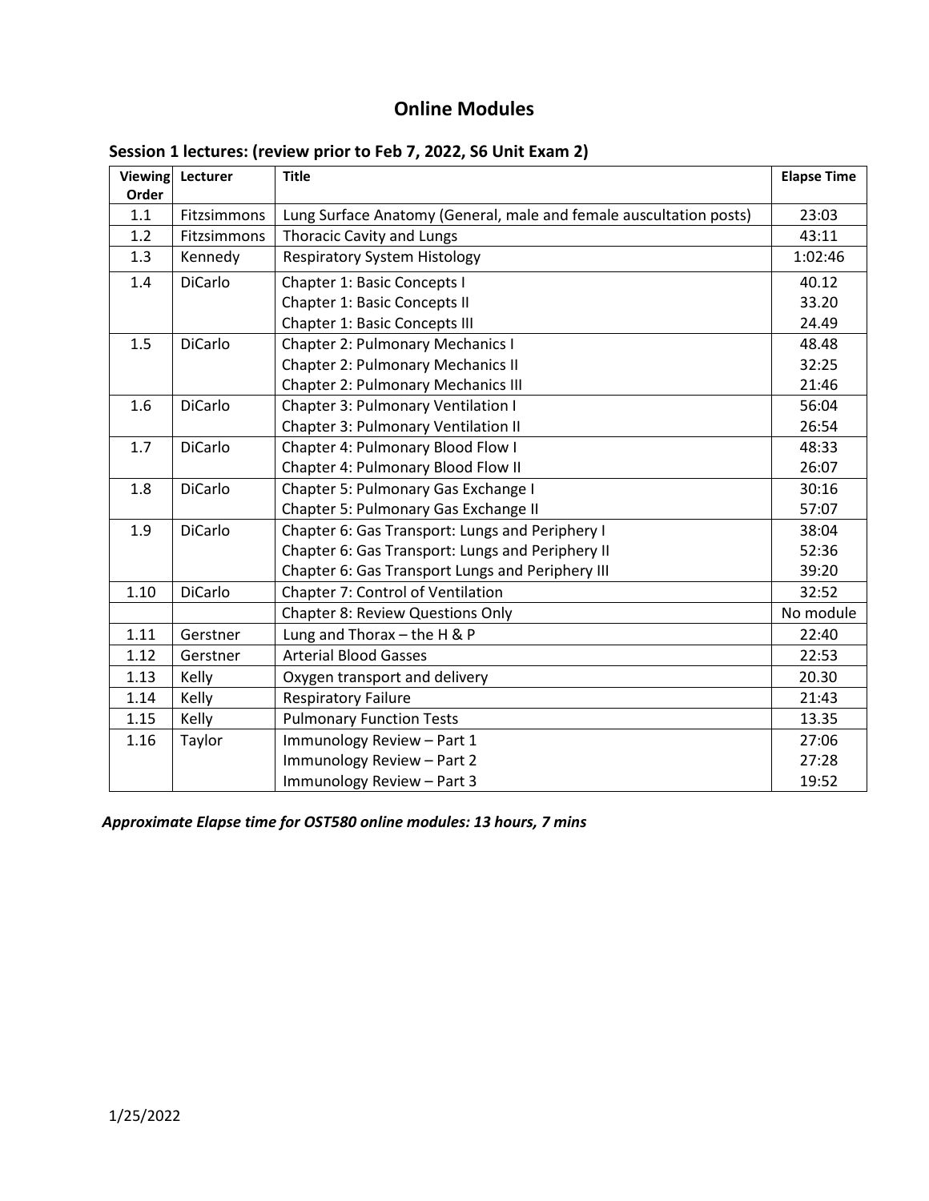# Online Modules

## Session 1 lectures: (review prior to Feb 7, 2022, S6 Unit Exam 2)

| Viewing Order | Lecturer | Title | Elapse Time |
|---|---|---|---|
| 1.1 | Fitzsimmons | Lung Surface Anatomy (General, male and female auscultation posts) | 23:03 |
| 1.2 | Fitzsimmons | Thoracic Cavity and Lungs | 43:11 |
| 1.3 | Kennedy | Respiratory System Histology | 1:02:46 |
| 1.4 | DiCarlo | Chapter 1: Basic Concepts I | 40.12 |
| | | Chapter 1: Basic Concepts II | 33.20 |
| | | Chapter 1: Basic Concepts III | 24.49 |
| 1.5 | DiCarlo | Chapter 2: Pulmonary Mechanics I | 48.48 |
| | | Chapter 2: Pulmonary Mechanics II | 32:25 |
| | | Chapter 2: Pulmonary Mechanics III | 21:46 |
| 1.6 | DiCarlo | Chapter 3: Pulmonary Ventilation I | 56:04 |
| | | Chapter 3: Pulmonary Ventilation II | 26:54 |
| 1.7 | DiCarlo | Chapter 4: Pulmonary Blood Flow I | 48:33 |
| | | Chapter 4: Pulmonary Blood Flow II | 26:07 |
| 1.8 | DiCarlo | Chapter 5: Pulmonary Gas Exchange I | 30:16 |
| | | Chapter 5: Pulmonary Gas Exchange II | 57:07 |
| 1.9 | DiCarlo | Chapter 6: Gas Transport: Lungs and Periphery I | 38:04 |
| | | Chapter 6: Gas Transport: Lungs and Periphery II | 52:36 |
| | | Chapter 6: Gas Transport Lungs and Periphery III | 39:20 |
| 1.10 | DiCarlo | Chapter 7: Control of Ventilation | 32:52 |
| | | Chapter 8: Review Questions Only | No module |
| 1.11 | Gerstner | Lung and Thorax – the H & P | 22:40 |
| 1.12 | Gerstner | Arterial Blood Gasses | 22:53 |
| 1.13 | Kelly | Oxygen transport and delivery | 20.30 |
| 1.14 | Kelly | Respiratory Failure | 21:43 |
| 1.15 | Kelly | Pulmonary Function Tests | 13.35 |
| 1.16 | Taylor | Immunology Review – Part 1 | 27:06 |
| | | Immunology Review – Part 2 | 27:28 |
| | | Immunology Review – Part 3 | 19:52 |

***Approximate Elapse time for OST580 online modules: 13 hours, 7 mins***

1/25/2022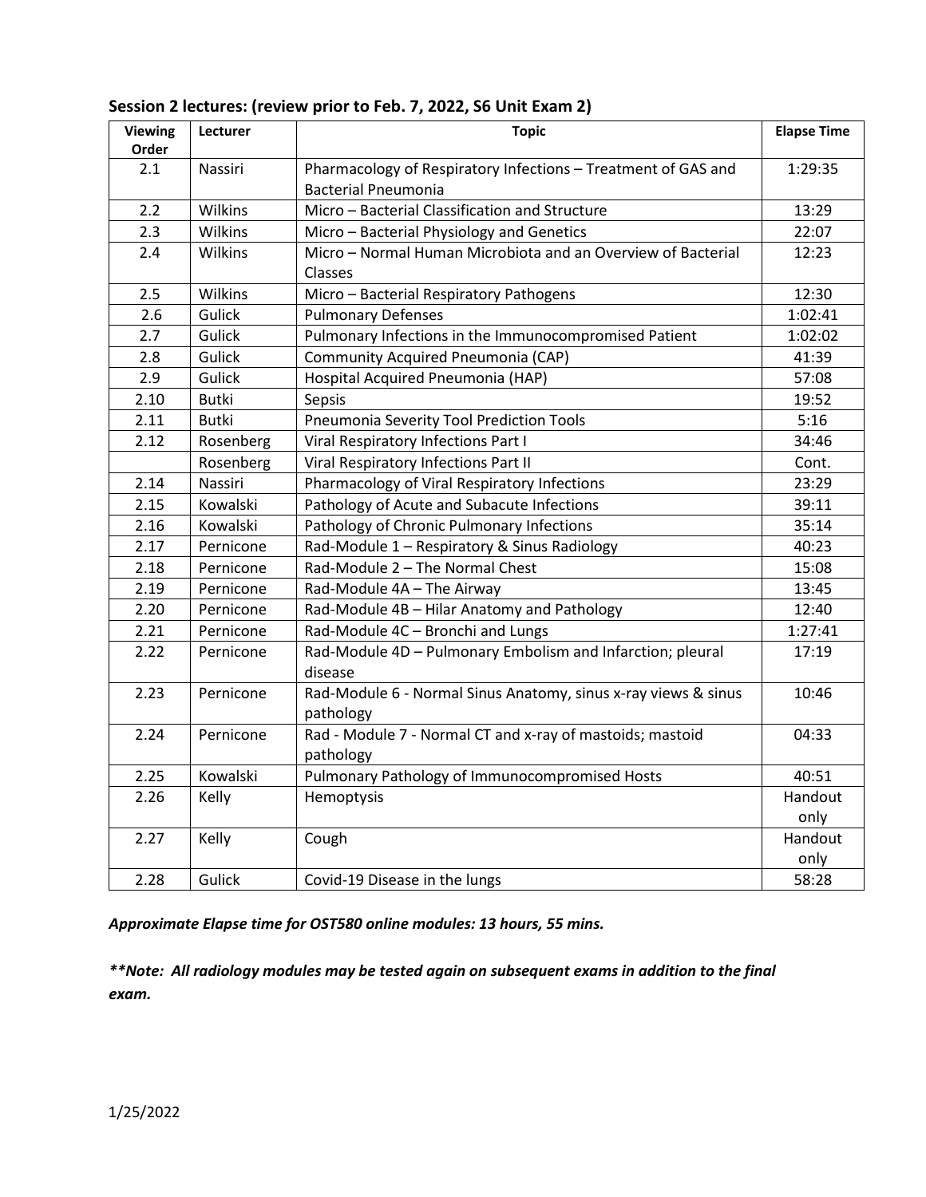**Session 2 lectures: (review prior to Feb. 7, 2022, S6 Unit Exam 2)**

| Viewing Order | Lecturer | Topic | Elapse Time |
|---|---|---|---|
| 2.1 | Nassiri | Pharmacology of Respiratory Infections – Treatment of GAS and Bacterial Pneumonia | 1:29:35 |
| 2.2 | Wilkins | Micro – Bacterial Classification and Structure | 13:29 |
| 2.3 | Wilkins | Micro – Bacterial Physiology and Genetics | 22:07 |
| 2.4 | Wilkins | Micro – Normal Human Microbiota and an Overview of Bacterial Classes | 12:23 |
| 2.5 | Wilkins | Micro – Bacterial Respiratory Pathogens | 12:30 |
| 2.6 | Gulick | Pulmonary Defenses | 1:02:41 |
| 2.7 | Gulick | Pulmonary Infections in the Immunocompromised Patient | 1:02:02 |
| 2.8 | Gulick | Community Acquired Pneumonia (CAP) | 41:39 |
| 2.9 | Gulick | Hospital Acquired Pneumonia (HAP) | 57:08 |
| 2.10 | Butki | Sepsis | 19:52 |
| 2.11 | Butki | Pneumonia Severity Tool Prediction Tools | 5:16 |
| 2.12 | Rosenberg | Viral Respiratory Infections Part I | 34:46 |
| | Rosenberg | Viral Respiratory Infections Part II | Cont. |
| 2.14 | Nassiri | Pharmacology of Viral Respiratory Infections | 23:29 |
| 2.15 | Kowalski | Pathology of Acute and Subacute Infections | 39:11 |
| 2.16 | Kowalski | Pathology of Chronic Pulmonary Infections | 35:14 |
| 2.17 | Pernicone | Rad-Module 1 – Respiratory & Sinus Radiology | 40:23 |
| 2.18 | Pernicone | Rad-Module 2 – The Normal Chest | 15:08 |
| 2.19 | Pernicone | Rad-Module 4A – The Airway | 13:45 |
| 2.20 | Pernicone | Rad-Module 4B – Hilar Anatomy and Pathology | 12:40 |
| 2.21 | Pernicone | Rad-Module 4C – Bronchi and Lungs | 1:27:41 |
| 2.22 | Pernicone | Rad-Module 4D – Pulmonary Embolism and Infarction; pleural disease | 17:19 |
| 2.23 | Pernicone | Rad-Module 6 - Normal Sinus Anatomy, sinus x-ray views & sinus pathology | 10:46 |
| 2.24 | Pernicone | Rad - Module 7 - Normal CT and x-ray of mastoids; mastoid pathology | 04:33 |
| 2.25 | Kowalski | Pulmonary Pathology of Immunocompromised Hosts | 40:51 |
| 2.26 | Kelly | Hemoptysis | Handout only |
| 2.27 | Kelly | Cough | Handout only |
| 2.28 | Gulick | Covid-19 Disease in the lungs | 58:28 |

***Approximate Elapse time for OST580 online modules: 13 hours, 55 mins.***

***\*\*Note: All radiology modules may be tested again on subsequent exams in addition to the final exam.***

1/25/2022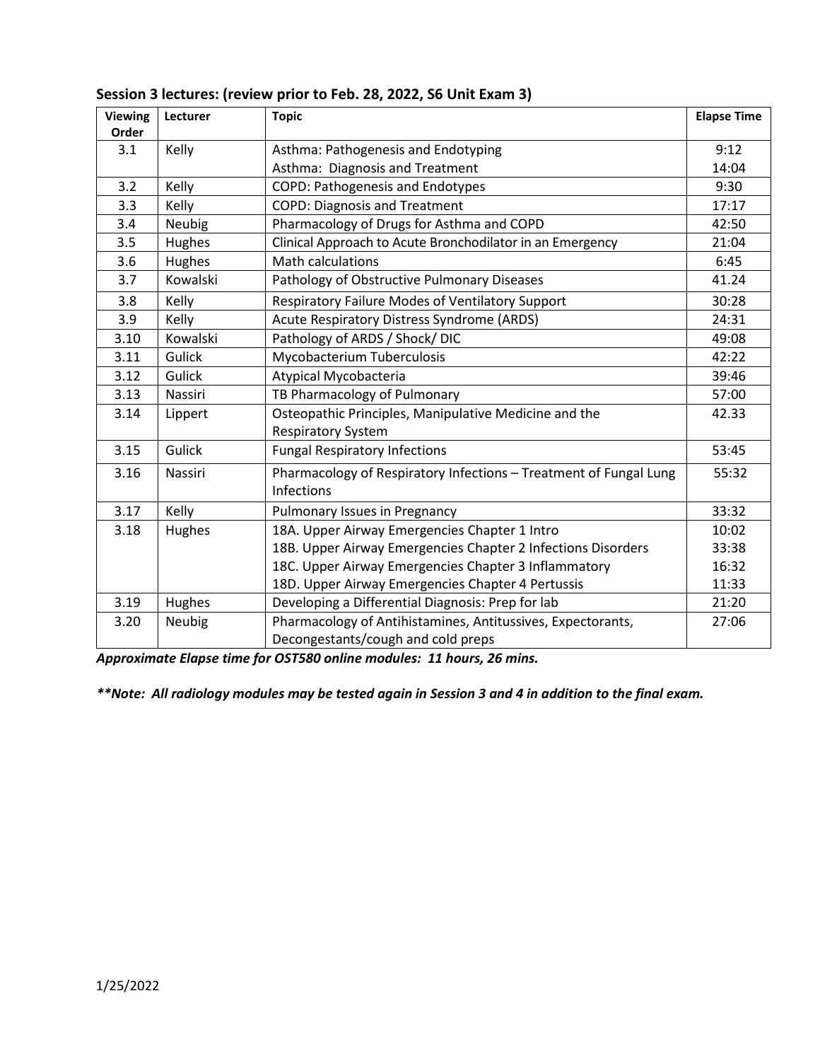**Session 3 lectures: (review prior to Feb. 28, 2022, S6 Unit Exam 3)**

| Viewing Order | Lecturer | Topic | Elapse Time |
|---|---|---|---|
| 3.1 | Kelly | Asthma: Pathogenesis and Endotyping | 9:12 |
| | | Asthma: Diagnosis and Treatment | 14:04 |
| 3.2 | Kelly | COPD: Pathogenesis and Endotypes | 9:30 |
| 3.3 | Kelly | COPD: Diagnosis and Treatment | 17:17 |
| 3.4 | Neubig | Pharmacology of Drugs for Asthma and COPD | 42:50 |
| 3.5 | Hughes | Clinical Approach to Acute Bronchodilator in an Emergency | 21:04 |
| 3.6 | Hughes | Math calculations | 6:45 |
| 3.7 | Kowalski | Pathology of Obstructive Pulmonary Diseases | 41.24 |
| 3.8 | Kelly | Respiratory Failure Modes of Ventilatory Support | 30:28 |
| 3.9 | Kelly | Acute Respiratory Distress Syndrome (ARDS) | 24:31 |
| 3.10 | Kowalski | Pathology of ARDS / Shock/ DIC | 49:08 |
| 3.11 | Gulick | Mycobacterium Tuberculosis | 42:22 |
| 3.12 | Gulick | Atypical Mycobacteria | 39:46 |
| 3.13 | Nassiri | TB Pharmacology of Pulmonary | 57:00 |
| 3.14 | Lippert | Osteopathic Principles, Manipulative Medicine and the Respiratory System | 42.33 |
| 3.15 | Gulick | Fungal Respiratory Infections | 53:45 |
| 3.16 | Nassiri | Pharmacology of Respiratory Infections – Treatment of Fungal Lung Infections | 55:32 |
| 3.17 | Kelly | Pulmonary Issues in Pregnancy | 33:32 |
| 3.18 | Hughes | 18A. Upper Airway Emergencies Chapter 1 Intro | 10:02 |
| | | 18B. Upper Airway Emergencies Chapter 2 Infections Disorders | 33:38 |
| | | 18C. Upper Airway Emergencies Chapter 3 Inflammatory | 16:32 |
| | | 18D. Upper Airway Emergencies Chapter 4 Pertussis | 11:33 |
| 3.19 | Hughes | Developing a Differential Diagnosis: Prep for lab | 21:20 |
| 3.20 | Neubig | Pharmacology of Antihistamines, Antitussives, Expectorants, Decongestants/cough and cold preps | 27:06 |

***Approximate Elapse time for OST580 online modules: 11 hours, 26 mins.***

***\*\*Note: All radiology modules may be tested again in Session 3 and 4 in addition to the final exam.***

1/25/2022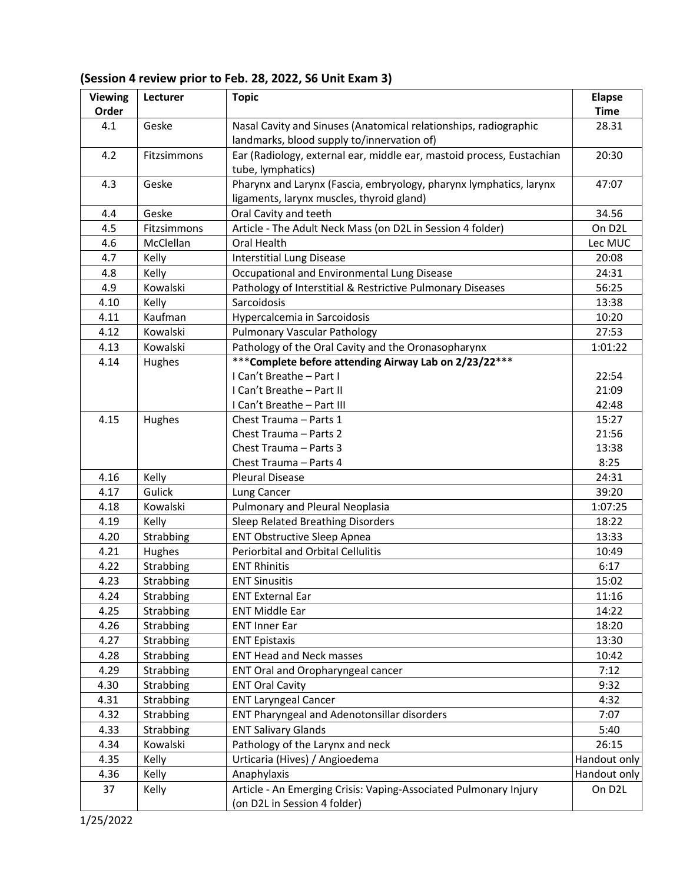**(Session 4 review prior to Feb. 28, 2022, S6 Unit Exam 3)**

| Viewing Order | Lecturer | Topic | Elapse Time |
|---|---|---|---|
| 4.1 | Geske | Nasal Cavity and Sinuses (Anatomical relationships, radiographic landmarks, blood supply to/innervation of) | 28.31 |
| 4.2 | Fitzsimmons | Ear (Radiology, external ear, middle ear, mastoid process, Eustachian tube, lymphatics) | 20:30 |
| 4.3 | Geske | Pharynx and Larynx (Fascia, embryology, pharynx lymphatics, larynx ligaments, larynx muscles, thyroid gland) | 47:07 |
| 4.4 | Geske | Oral Cavity and teeth | 34.56 |
| 4.5 | Fitzsimmons | Article - The Adult Neck Mass (on D2L in Session 4 folder) | On D2L |
| 4.6 | McClellan | Oral Health | Lec MUC |
| 4.7 | Kelly | Interstitial Lung Disease | 20:08 |
| 4.8 | Kelly | Occupational and Environmental Lung Disease | 24:31 |
| 4.9 | Kowalski | Pathology of Interstitial & Restrictive Pulmonary Diseases | 56:25 |
| 4.10 | Kelly | Sarcoidosis | 13:38 |
| 4.11 | Kaufman | Hypercalcemia in Sarcoidosis | 10:20 |
| 4.12 | Kowalski | Pulmonary Vascular Pathology | 27:53 |
| 4.13 | Kowalski | Pathology of the Oral Cavity and the Oronasopharynx | 1:01:22 |
| 4.14 | Hughes | ***Complete before attending Airway Lab on 2/23/22***<br>I Can't Breathe – Part I<br>I Can't Breathe – Part II<br>I Can't Breathe – Part III | <br>22:54<br>21:09<br>42:48 |
| 4.15 | Hughes | Chest Trauma – Parts 1<br>Chest Trauma – Parts 2<br>Chest Trauma – Parts 3<br>Chest Trauma – Parts 4 | 15:27<br>21:56<br>13:38<br>8:25 |
| 4.16 | Kelly | Pleural Disease | 24:31 |
| 4.17 | Gulick | Lung Cancer | 39:20 |
| 4.18 | Kowalski | Pulmonary and Pleural Neoplasia | 1:07:25 |
| 4.19 | Kelly | Sleep Related Breathing Disorders | 18:22 |
| 4.20 | Strabbing | ENT Obstructive Sleep Apnea | 13:33 |
| 4.21 | Hughes | Periorbital and Orbital Cellulitis | 10:49 |
| 4.22 | Strabbing | ENT Rhinitis | 6:17 |
| 4.23 | Strabbing | ENT Sinusitis | 15:02 |
| 4.24 | Strabbing | ENT External Ear | 11:16 |
| 4.25 | Strabbing | ENT Middle Ear | 14:22 |
| 4.26 | Strabbing | ENT Inner Ear | 18:20 |
| 4.27 | Strabbing | ENT Epistaxis | 13:30 |
| 4.28 | Strabbing | ENT Head and Neck masses | 10:42 |
| 4.29 | Strabbing | ENT Oral and Oropharyngeal cancer | 7:12 |
| 4.30 | Strabbing | ENT Oral Cavity | 9:32 |
| 4.31 | Strabbing | ENT Laryngeal Cancer | 4:32 |
| 4.32 | Strabbing | ENT Pharyngeal and Adenotonsillar disorders | 7:07 |
| 4.33 | Strabbing | ENT Salivary Glands | 5:40 |
| 4.34 | Kowalski | Pathology of the Larynx and neck | 26:15 |
| 4.35 | Kelly | Urticaria (Hives) / Angioedema | Handout only |
| 4.36 | Kelly | Anaphylaxis | Handout only |
| 37 | Kelly | Article - An Emerging Crisis: Vaping-Associated Pulmonary Injury (on D2L in Session 4 folder) | On D2L |

1/25/2022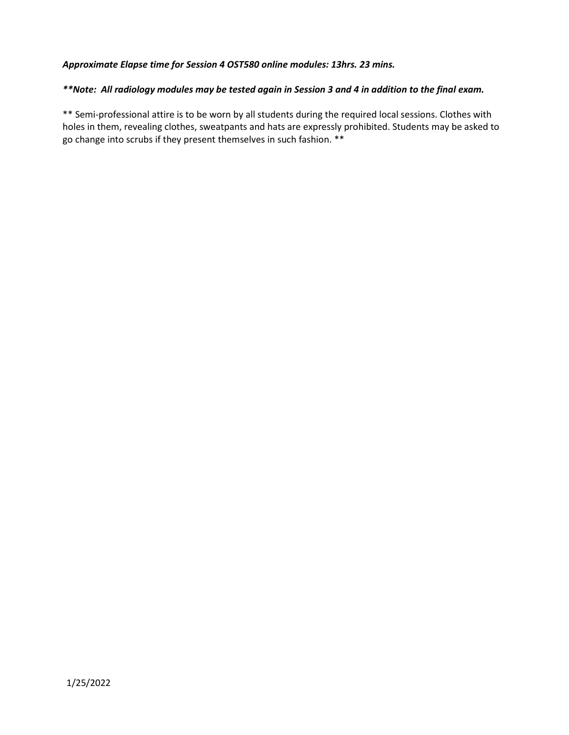***Approximate Elapse time for Session 4 OST580 online modules: 13hrs. 23 mins.***

***\*\*Note: All radiology modules may be tested again in Session 3 and 4 in addition to the final exam.***

** Semi-professional attire is to be worn by all students during the required local sessions. Clothes with holes in them, revealing clothes, sweatpants and hats are expressly prohibited. Students may be asked to go change into scrubs if they present themselves in such fashion. **

1/25/2022